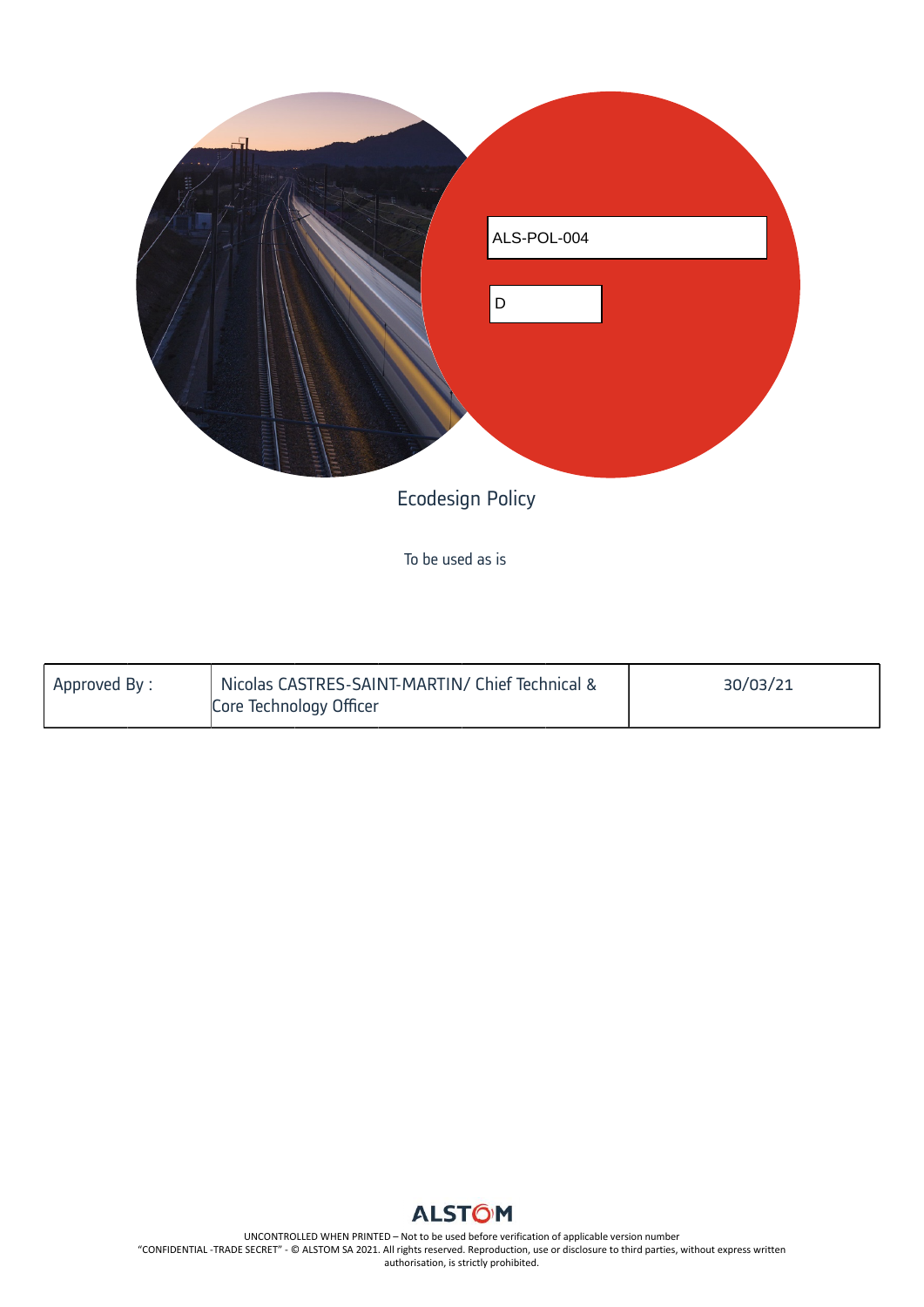ALS-POL-004

D

# Ecodesign Policy

To be used as is

| Approved By : | Nicolas CASTRES-SAINT-MARTIN/ Chief Technical & Core Technology Officer | 30/03/21 |
|---|---|---|

UNCONTROLLED WHEN PRINTED – Not to be used before verification of applicable version number
"CONFIDENTIAL -TRADE SECRET" - © ALSTOM SA 2021. All rights reserved. Reproduction, use or disclosure to third parties, without express written authorisation, is strictly prohibited.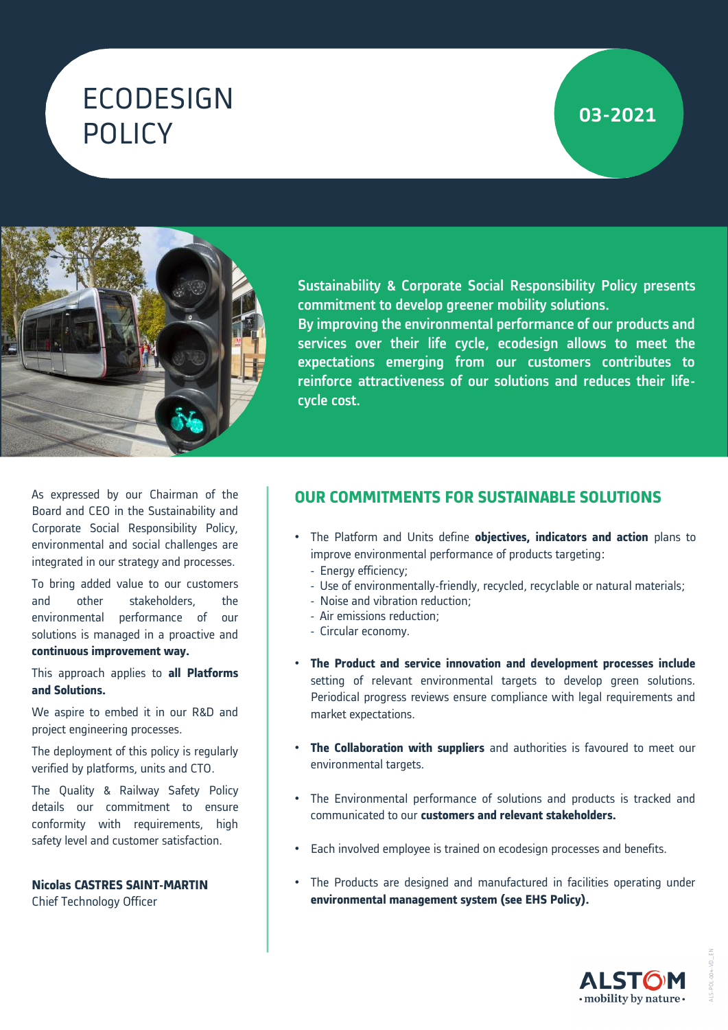# ECODESIGN POLICY

**03-2021**

**Sustainability & Corporate Social Responsibility Policy presents commitment to develop greener mobility solutions.**
**By improving the environmental performance of our products and services over their life cycle, ecodesign allows to meet the expectations emerging from our customers contributes to reinforce attractiveness of our solutions and reduces their life-cycle cost.**

As expressed by our Chairman of the Board and CEO in the Sustainability and Corporate Social Responsibility Policy, environmental and social challenges are integrated in our strategy and processes.

To bring added value to our customers and other stakeholders, the environmental performance of our solutions is managed in a proactive and **continuous improvement way.**

This approach applies to **all Platforms and Solutions.**

We aspire to embed it in our R&D and project engineering processes.

The deployment of this policy is regularly verified by platforms, units and CTO.

The Quality & Railway Safety Policy details our commitment to ensure conformity with requirements, high safety level and customer satisfaction.

**Nicolas CASTRES SAINT-MARTIN**
Chief Technology Officer

## OUR COMMITMENTS FOR SUSTAINABLE SOLUTIONS

- The Platform and Units define **objectives, indicators and action** plans to improve environmental performance of products targeting:
  - Energy efficiency;
  - Use of environmentally-friendly, recycled, recyclable or natural materials;
  - Noise and vibration reduction;
  - Air emissions reduction;
  - Circular economy.
- **The Product and service innovation and development processes include** setting of relevant environmental targets to develop green solutions. Periodical progress reviews ensure compliance with legal requirements and market expectations.
- **The Collaboration with suppliers** and authorities is favoured to meet our environmental targets.
- The Environmental performance of solutions and products is tracked and communicated to our **customers and relevant stakeholders.**
- Each involved employee is trained on ecodesign processes and benefits.
- The Products are designed and manufactured in facilities operating under **environmental management system (see EHS Policy).**

ALSTOM
• mobility by nature •

ALS-POL-004-V0_EN